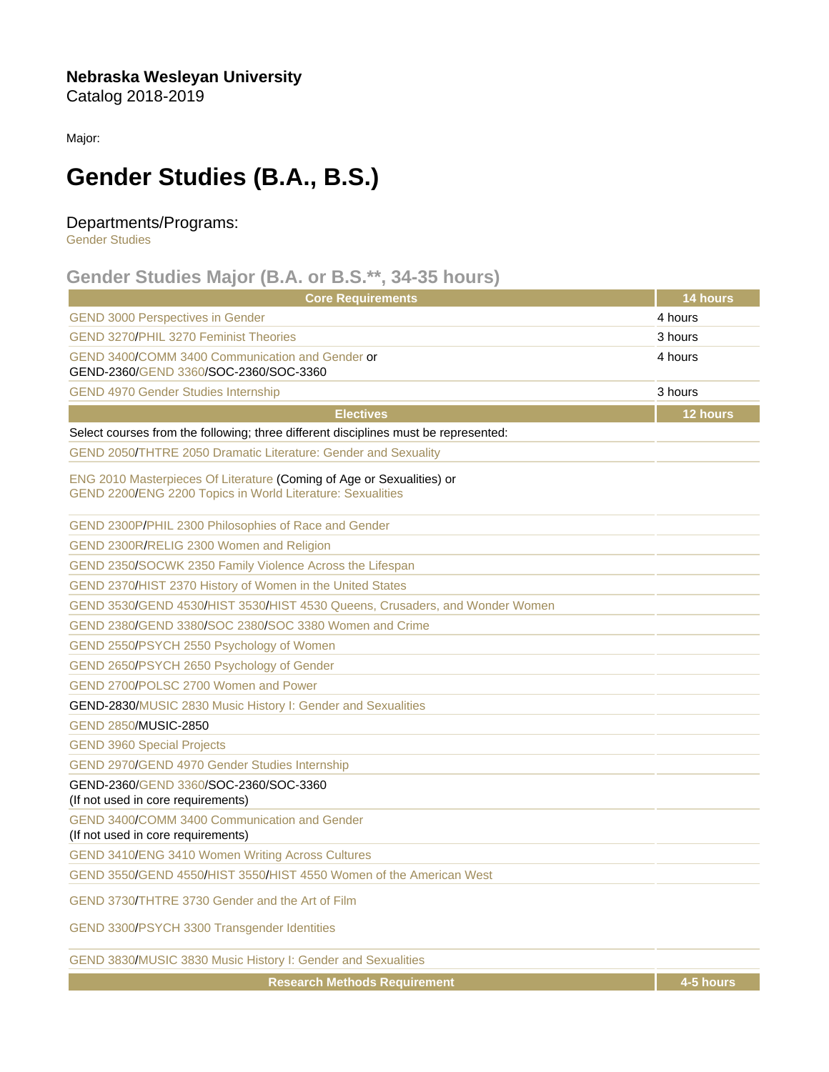**Nebraska Wesleyan University**
Catalog 2018-2019

Major:

# Gender Studies (B.A., B.S.)

Departments/Programs:
Gender Studies

## Gender Studies Major (B.A. or B.S.**, 34-35 hours)

| Core Requirements | 14 hours |
|---|---|
| GEND 3000 Perspectives in Gender | 4 hours |
| GEND 3270/PHIL 3270 Feminist Theories | 3 hours |
| GEND 3400/COMM 3400 Communication and Gender or GEND-2360/GEND 3360/SOC-2360/SOC-3360 | 4 hours |
| GEND 4970 Gender Studies Internship | 3 hours |
| **Electives** | **12 hours** |
| Select courses from the following; three different disciplines must be represented: | |
| GEND 2050/THTRE 2050 Dramatic Literature: Gender and Sexuality | |
| ENG 2010 Masterpieces Of Literature (Coming of Age or Sexualities) or GEND 2200/ENG 2200 Topics in World Literature: Sexualities | |
| GEND 2300P/PHIL 2300 Philosophies of Race and Gender | |
| GEND 2300R/RELIG 2300 Women and Religion | |
| GEND 2350/SOCWK 2350 Family Violence Across the Lifespan | |
| GEND 2370/HIST 2370 History of Women in the United States | |
| GEND 3530/GEND 4530/HIST 3530/HIST 4530 Queens, Crusaders, and Wonder Women | |
| GEND 2380/GEND 3380/SOC 2380/SOC 3380 Women and Crime | |
| GEND 2550/PSYCH 2550 Psychology of Women | |
| GEND 2650/PSYCH 2650 Psychology of Gender | |
| GEND 2700/POLSC 2700 Women and Power | |
| GEND-2830/MUSIC 2830 Music History I: Gender and Sexualities | |
| GEND 2850/MUSIC-2850 | |
| GEND 3960 Special Projects | |
| GEND 2970/GEND 4970 Gender Studies Internship | |
| GEND-2360/GEND 3360/SOC-2360/SOC-3360 (If not used in core requirements) | |
| GEND 3400/COMM 3400 Communication and Gender (If not used in core requirements) | |
| GEND 3410/ENG 3410 Women Writing Across Cultures | |
| GEND 3550/GEND 4550/HIST 3550/HIST 4550 Women of the American West | |
| GEND 3730/THTRE 3730 Gender and the Art of Film | |
| GEND 3300/PSYCH 3300 Transgender Identities | |
| GEND 3830/MUSIC 3830 Music History I: Gender and Sexualities | |
| **Research Methods Requirement** | **4-5 hours** |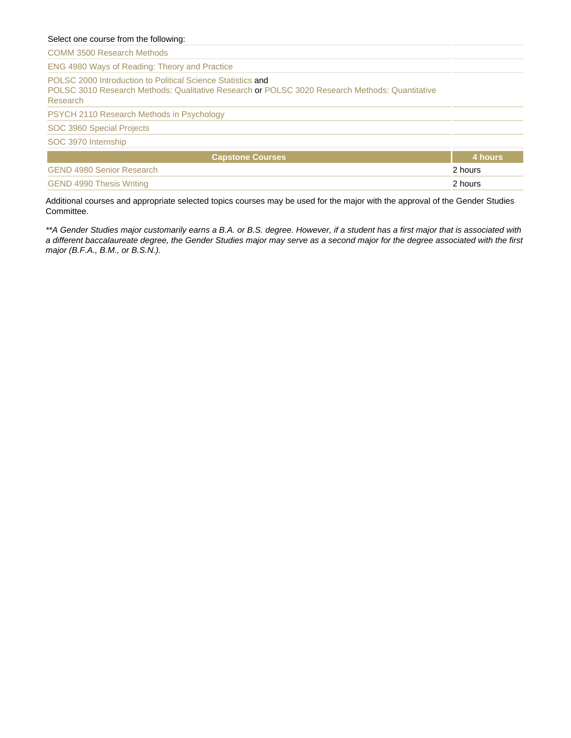| | |
|---|---|
| Select one course from the following: | |
| COMM 3500 Research Methods | |
| ENG 4980 Ways of Reading: Theory and Practice | |
| POLSC 2000 Introduction to Political Science Statistics and POLSC 3010 Research Methods: Qualitative Research or POLSC 3020 Research Methods: Quantitative Research | |
| PSYCH 2110 Research Methods in Psychology | |
| SOC 3960 Special Projects | |
| SOC 3970 Internship | |
| **Capstone Courses** | **4 hours** |
| GEND 4980 Senior Research | 2 hours |
| GEND 4990 Thesis Writing | 2 hours |

Additional courses and appropriate selected topics courses may be used for the major with the approval of the Gender Studies Committee.

*\*\*A Gender Studies major customarily earns a B.A. or B.S. degree. However, if a student has a first major that is associated with a different baccalaureate degree, the Gender Studies major may serve as a second major for the degree associated with the first major (B.F.A., B.M., or B.S.N.).*